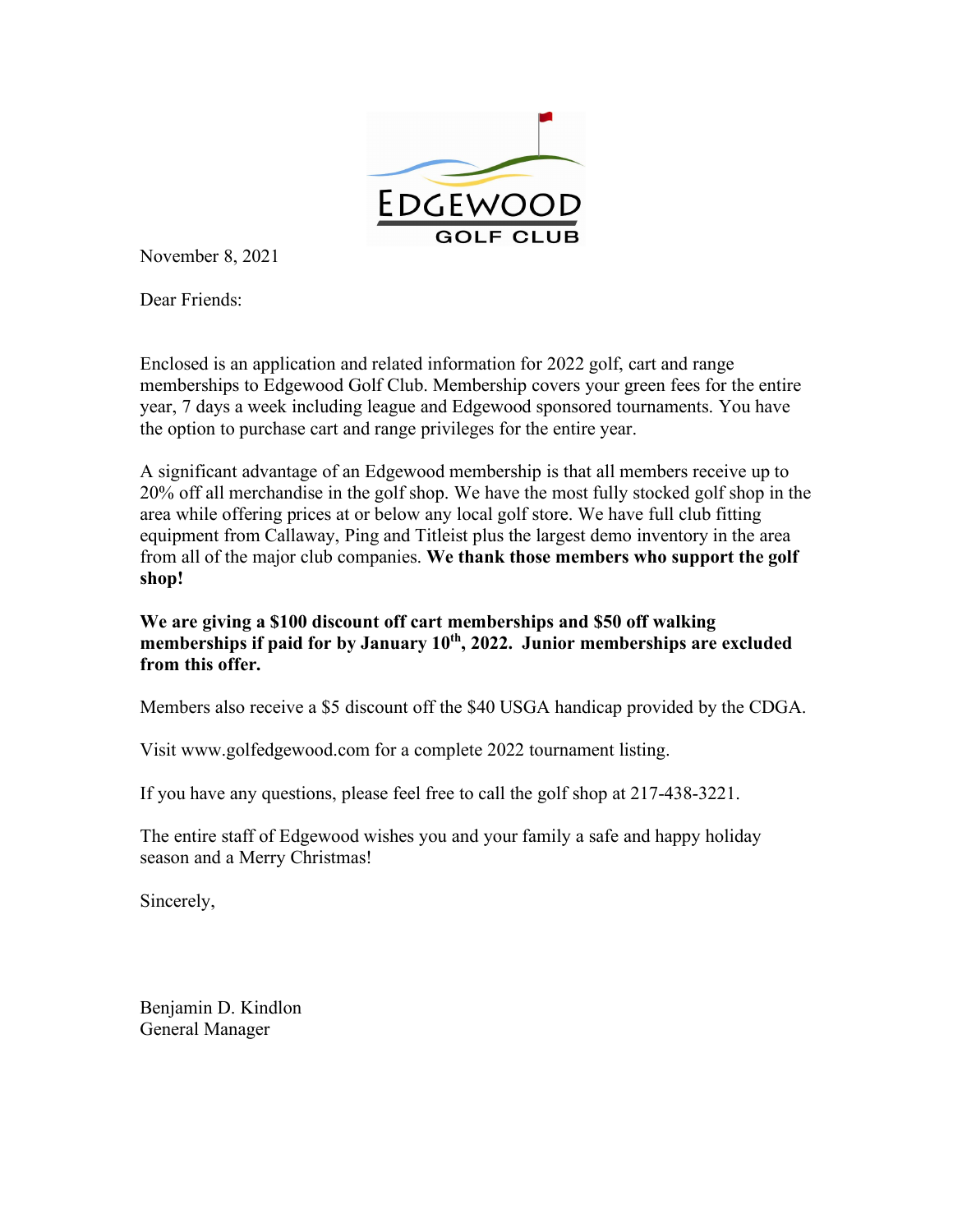EDGEWOOD GOLF CLUB

November 8, 2021

Dear Friends:

Enclosed is an application and related information for 2022 golf, cart and range memberships to Edgewood Golf Club. Membership covers your green fees for the entire year, 7 days a week including league and Edgewood sponsored tournaments. You have the option to purchase cart and range privileges for the entire year.

A significant advantage of an Edgewood membership is that all members receive up to 20% off all merchandise in the golf shop. We have the most fully stocked golf shop in the area while offering prices at or below any local golf store. We have full club fitting equipment from Callaway, Ping and Titleist plus the largest demo inventory in the area from all of the major club companies. **We thank those members who support the golf shop!**

**We are giving a $100 discount off cart memberships and $50 off walking memberships if paid for by January 10th, 2022. Junior memberships are excluded from this offer.**

Members also receive a $5 discount off the $40 USGA handicap provided by the CDGA.

Visit www.golfedgewood.com for a complete 2022 tournament listing.

If you have any questions, please feel free to call the golf shop at 217-438-3221.

The entire staff of Edgewood wishes you and your family a safe and happy holiday season and a Merry Christmas!

Sincerely,

Benjamin D. Kindlon
General Manager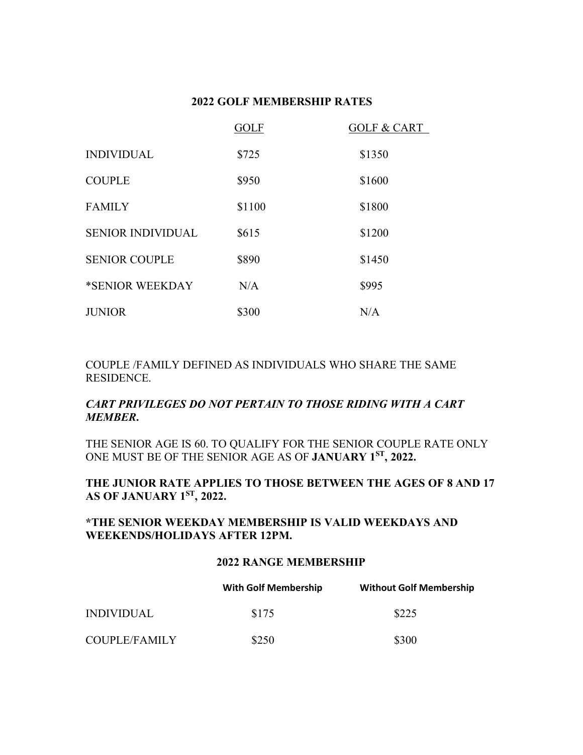## 2022 GOLF MEMBERSHIP RATES

| | GOLF | GOLF & CART |
|---|---|---|
| INDIVIDUAL | \$725 | \$1350 |
| COUPLE | \$950 | \$1600 |
| FAMILY | \$1100 | \$1800 |
| SENIOR INDIVIDUAL | \$615 | \$1200 |
| SENIOR COUPLE | \$890 | \$1450 |
| *SENIOR WEEKDAY | N/A | \$995 |
| JUNIOR | \$300 | N/A |

COUPLE /FAMILY DEFINED AS INDIVIDUALS WHO SHARE THE SAME RESIDENCE.

***CART PRIVILEGES DO NOT PERTAIN TO THOSE RIDING WITH A CART MEMBER.***

THE SENIOR AGE IS 60. TO QUALIFY FOR THE SENIOR COUPLE RATE ONLY ONE MUST BE OF THE SENIOR AGE AS OF **JANUARY 1ST, 2022.**

**THE JUNIOR RATE APPLIES TO THOSE BETWEEN THE AGES OF 8 AND 17 AS OF JANUARY 1ST, 2022.**

***THE SENIOR WEEKDAY MEMBERSHIP IS VALID WEEKDAYS AND WEEKENDS/HOLIDAYS AFTER 12PM.**

## 2022 RANGE MEMBERSHIP

| | With Golf Membership | Without Golf Membership |
|---|---|---|
| INDIVIDUAL | \$175 | \$225 |
| COUPLE/FAMILY | \$250 | \$300 |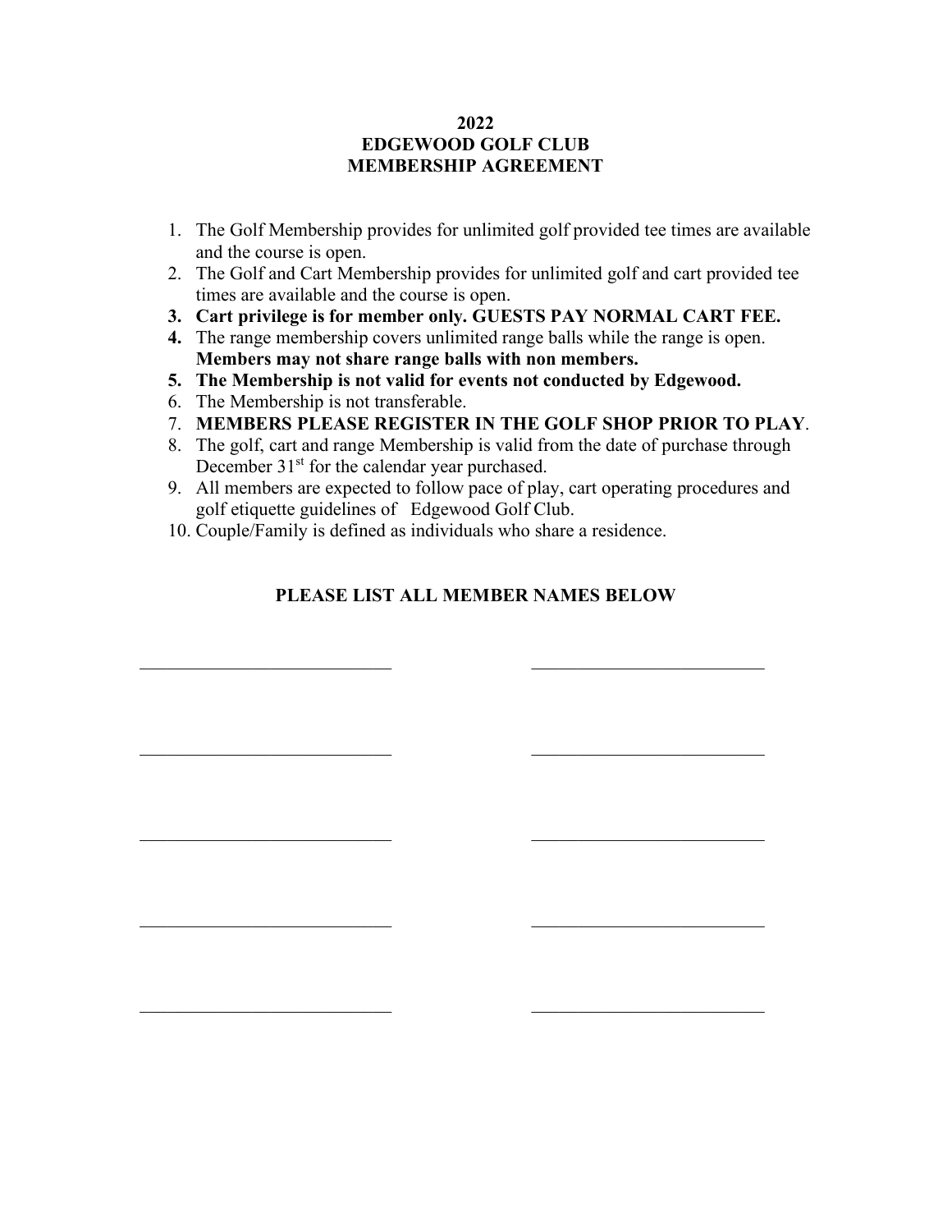**2022**
**EDGEWOOD GOLF CLUB**
**MEMBERSHIP AGREEMENT**

1. The Golf Membership provides for unlimited golf provided tee times are available and the course is open.
2. The Golf and Cart Membership provides for unlimited golf and cart provided tee times are available and the course is open.
3. **Cart privilege is for member only. GUESTS PAY NORMAL CART FEE.**
4. The range membership covers unlimited range balls while the range is open. **Members may not share range balls with non members.**
5. **The Membership is not valid for events not conducted by Edgewood.**
6. The Membership is not transferable.
7. **MEMBERS PLEASE REGISTER IN THE GOLF SHOP PRIOR TO PLAY**.
8. The golf, cart and range Membership is valid from the date of purchase through December 31st for the calendar year purchased.
9. All members are expected to follow pace of play, cart operating procedures and golf etiquette guidelines of Edgewood Golf Club.
10. Couple/Family is defined as individuals who share a residence.

**PLEASE LIST ALL MEMBER NAMES BELOW**

____________________________ ____________________________

____________________________ ____________________________

____________________________ ____________________________

____________________________ ____________________________

____________________________ ____________________________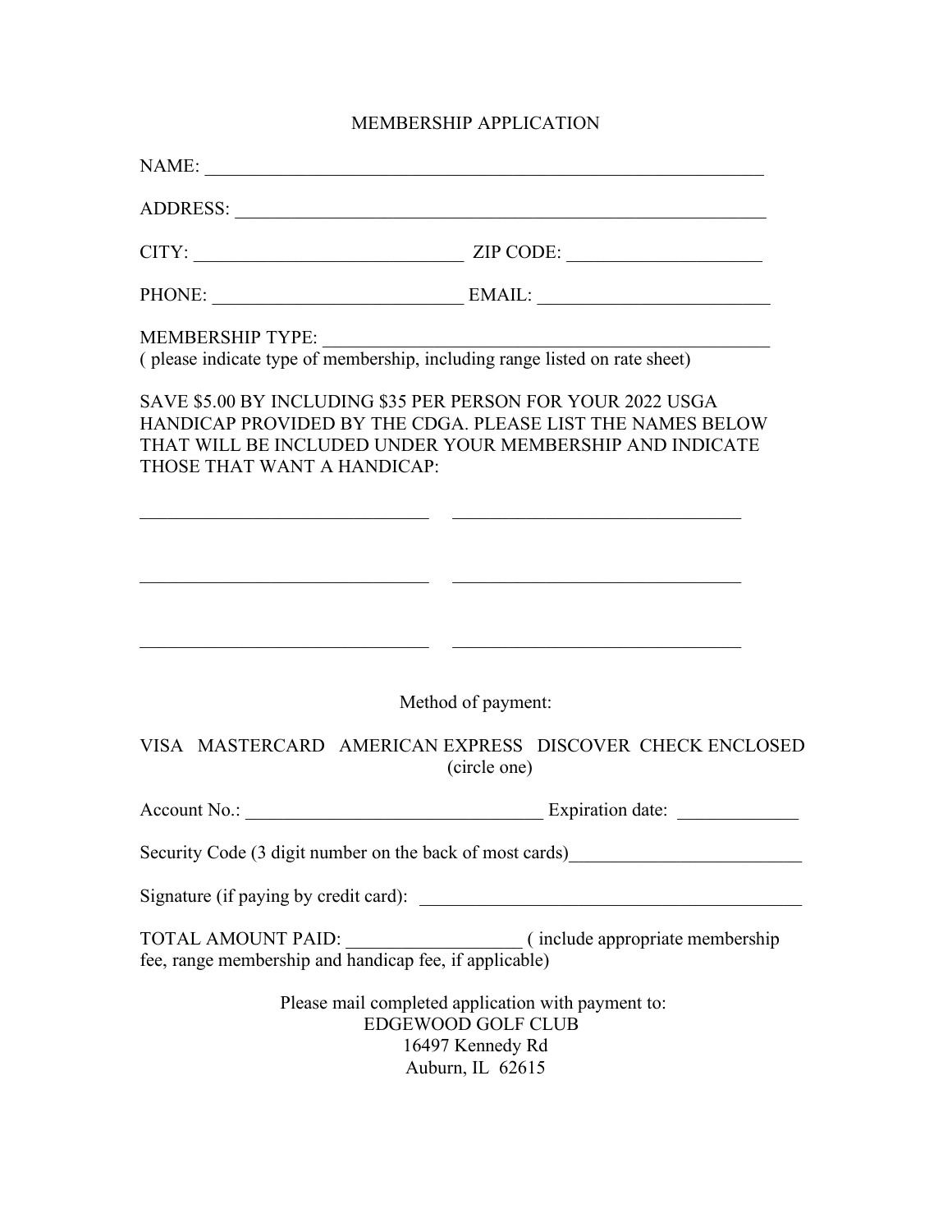# MEMBERSHIP APPLICATION

NAME: ____________________________________________________________

ADDRESS: _________________________________________________________

CITY: ____________________________ ZIP CODE: ____________________

PHONE: ___________________________ EMAIL: ________________________

MEMBERSHIP TYPE: _________________________________________________
( please indicate type of membership, including range listed on rate sheet)

SAVE $5.00 BY INCLUDING $35 PER PERSON FOR YOUR 2022 USGA HANDICAP PROVIDED BY THE CDGA. PLEASE LIST THE NAMES BELOW THAT WILL BE INCLUDED UNDER YOUR MEMBERSHIP AND INDICATE THOSE THAT WANT A HANDICAP:

______________________________ ______________________________

______________________________ ______________________________

______________________________ ______________________________

Method of payment:

VISA MASTERCARD AMERICAN EXPRESS DISCOVER CHECK ENCLOSED
(circle one)

Account No.: ________________________________ Expiration date: _____________

Security Code (3 digit number on the back of most cards)_________________________

Signature (if paying by credit card): _________________________________________

TOTAL AMOUNT PAID: __________________ ( include appropriate membership fee, range membership and handicap fee, if applicable)

Please mail completed application with payment to:
EDGEWOOD GOLF CLUB
16497 Kennedy Rd
Auburn, IL 62615